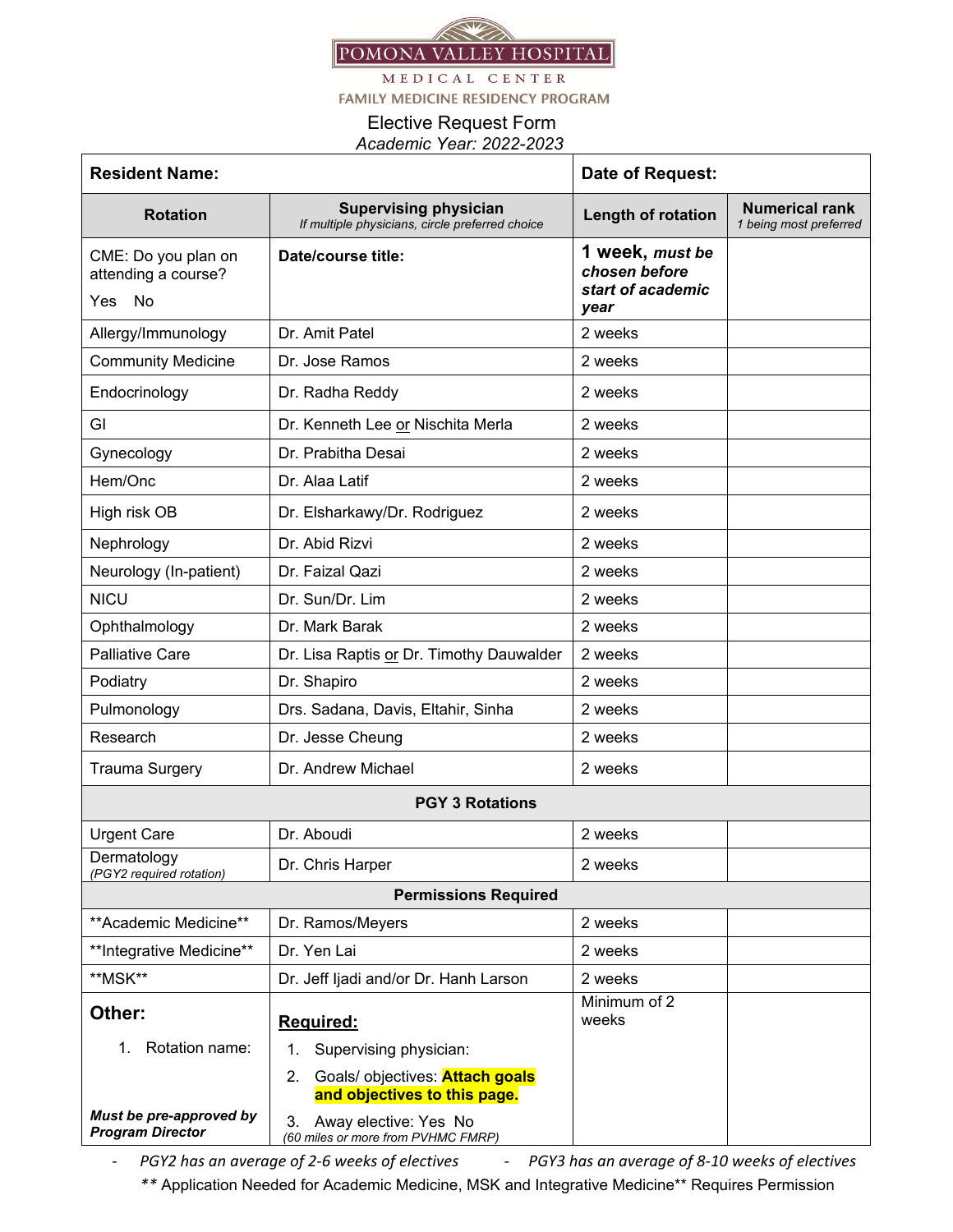POMONA VALLEY HOSPITAL

MEDICAL CENTER

FAMILY MEDICINE RESIDENCY PROGRAM

# Elective Request Form

*Academic Year: 2022-2023*

| **Resident Name:** | | **Date of Request:** | |
|---|---|---|---|
| **Rotation** | **Supervising physician** *If multiple physicians, circle preferred choice* | **Length of rotation** | **Numerical rank** *1 being most preferred* |
| CME: Do you plan on attending a course? Yes No | **Date/course title:** | **1 week,** ***must be chosen before start of academic year*** | |
| Allergy/Immunology | Dr. Amit Patel | 2 weeks | |
| Community Medicine | Dr. Jose Ramos | 2 weeks | |
| Endocrinology | Dr. Radha Reddy | 2 weeks | |
| GI | Dr. Kenneth Lee or Nischita Merla | 2 weeks | |
| Gynecology | Dr. Prabitha Desai | 2 weeks | |
| Hem/Onc | Dr. Alaa Latif | 2 weeks | |
| High risk OB | Dr. Elsharkawy/Dr. Rodriguez | 2 weeks | |
| Nephrology | Dr. Abid Rizvi | 2 weeks | |
| Neurology (In-patient) | Dr. Faizal Qazi | 2 weeks | |
| NICU | Dr. Sun/Dr. Lim | 2 weeks | |
| Ophthalmology | Dr. Mark Barak | 2 weeks | |
| Palliative Care | Dr. Lisa Raptis or Dr. Timothy Dauwalder | 2 weeks | |
| Podiatry | Dr. Shapiro | 2 weeks | |
| Pulmonology | Drs. Sadana, Davis, Eltahir, Sinha | 2 weeks | |
| Research | Dr. Jesse Cheung | 2 weeks | |
| Trauma Surgery | Dr. Andrew Michael | 2 weeks | |
| **PGY 3 Rotations** | | | |
| Urgent Care | Dr. Aboudi | 2 weeks | |
| Dermatology *(PGY2 required rotation)* | Dr. Chris Harper | 2 weeks | |
| **Permissions Required** | | | |
| \*\*Academic Medicine\*\* | Dr. Ramos/Meyers | 2 weeks | |
| \*\*Integrative Medicine\*\* | Dr. Yen Lai | 2 weeks | |
| \*\*MSK\*\* | Dr. Jeff Ijadi and/or Dr. Hanh Larson | 2 weeks | |
| **Other:** 1. Rotation name: ***Must be pre-approved by Program Director*** | **<u>Required:</u>** 1. Supervising physician: 2. Goals/ objectives: **Attach goals and objectives to this page.** 3. Away elective: Yes No *(60 miles or more from PVHMC FMRP)* | Minimum of 2 weeks | |

- *PGY2 has an average of 2-6 weeks of electives*
- *PGY3 has an average of 8-10 weeks of electives*

*\*\** Application Needed for Academic Medicine, MSK and Integrative Medicine\*\* Requires Permission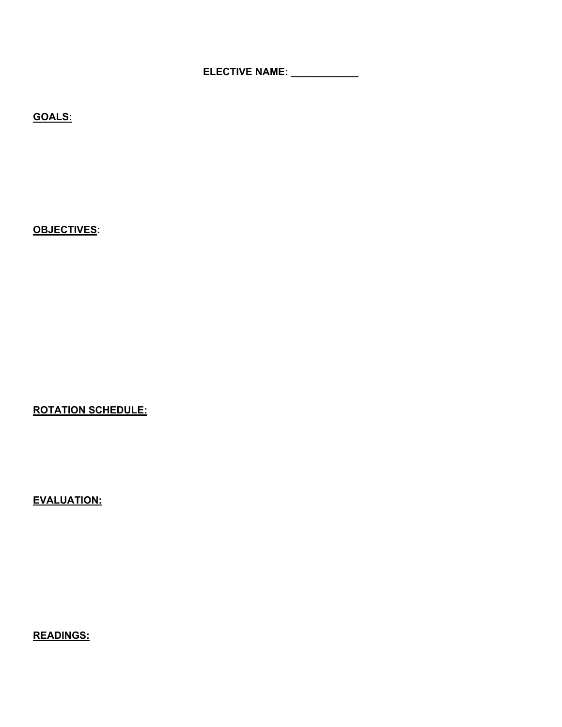**ELECTIVE NAME: ____________**

**GOALS:**

**OBJECTIVES:**

**ROTATION SCHEDULE:**

**EVALUATION:**

**READINGS:**